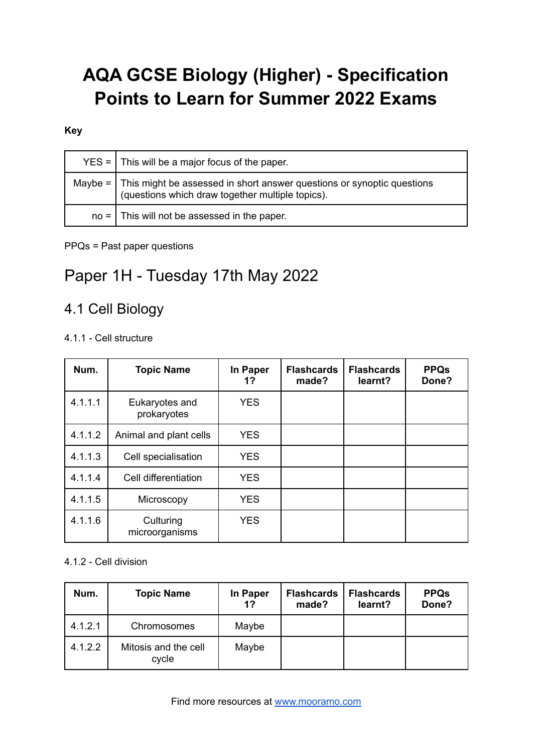# AQA GCSE Biology (Higher) - Specification Points to Learn for Summer 2022 Exams

**Key**

| | |
|---|---|
| YES = | This will be a major focus of the paper. |
| Maybe = | This might be assessed in short answer questions or synoptic questions (questions which draw together multiple topics). |
| no = | This will not be assessed in the paper. |

PPQs = Past paper questions

## Paper 1H - Tuesday 17th May 2022

### 4.1 Cell Biology

4.1.1 - Cell structure

| Num. | Topic Name | In Paper 1? | Flashcards made? | Flashcards learnt? | PPQs Done? |
|---|---|---|---|---|---|
| 4.1.1.1 | Eukaryotes and prokaryotes | YES | | | |
| 4.1.1.2 | Animal and plant cells | YES | | | |
| 4.1.1.3 | Cell specialisation | YES | | | |
| 4.1.1.4 | Cell differentiation | YES | | | |
| 4.1.1.5 | Microscopy | YES | | | |
| 4.1.1.6 | Culturing microorganisms | YES | | | |

4.1.2 - Cell division

| Num. | Topic Name | In Paper 1? | Flashcards made? | Flashcards learnt? | PPQs Done? |
|---|---|---|---|---|---|
| 4.1.2.1 | Chromosomes | Maybe | | | |
| 4.1.2.2 | Mitosis and the cell cycle | Maybe | | | |

Find more resources at www.mooramo.com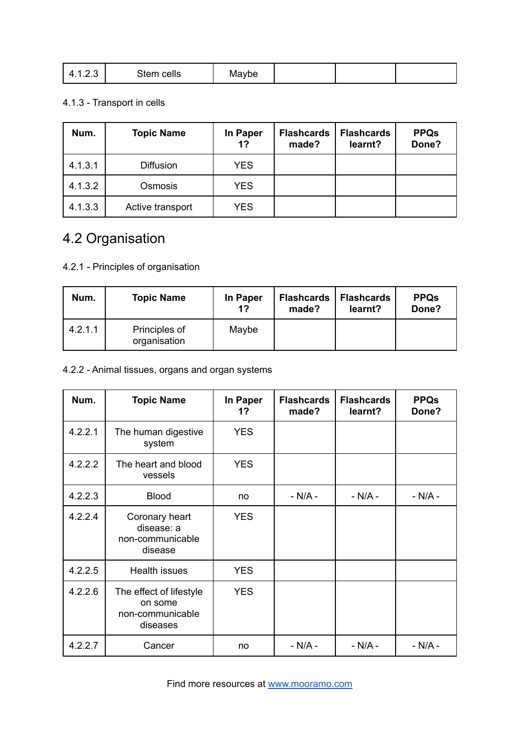| 4.1.2.3 | Stem cells | Maybe | | | |
|---|---|---|---|---|---|

4.1.3 - Transport in cells

| Num. | Topic Name | In Paper 1? | Flashcards made? | Flashcards learnt? | PPQs Done? |
|---|---|---|---|---|---|
| 4.1.3.1 | Diffusion | YES | | | |
| 4.1.3.2 | Osmosis | YES | | | |
| 4.1.3.3 | Active transport | YES | | | |

# 4.2 Organisation

4.2.1 - Principles of organisation

| Num. | Topic Name | In Paper 1? | Flashcards made? | Flashcards learnt? | PPQs Done? |
|---|---|---|---|---|---|
| 4.2.1.1 | Principles of organisation | Maybe | | | |

4.2.2 - Animal tissues, organs and organ systems

| Num. | Topic Name | In Paper 1? | Flashcards made? | Flashcards learnt? | PPQs Done? |
|---|---|---|---|---|---|
| 4.2.2.1 | The human digestive system | YES | | | |
| 4.2.2.2 | The heart and blood vessels | YES | | | |
| 4.2.2.3 | Blood | no | - N/A - | - N/A - | - N/A - |
| 4.2.2.4 | Coronary heart disease: a non-communicable disease | YES | | | |
| 4.2.2.5 | Health issues | YES | | | |
| 4.2.2.6 | The effect of lifestyle on some non-communicable diseases | YES | | | |
| 4.2.2.7 | Cancer | no | - N/A - | - N/A - | - N/A - |

Find more resources at www.mooramo.com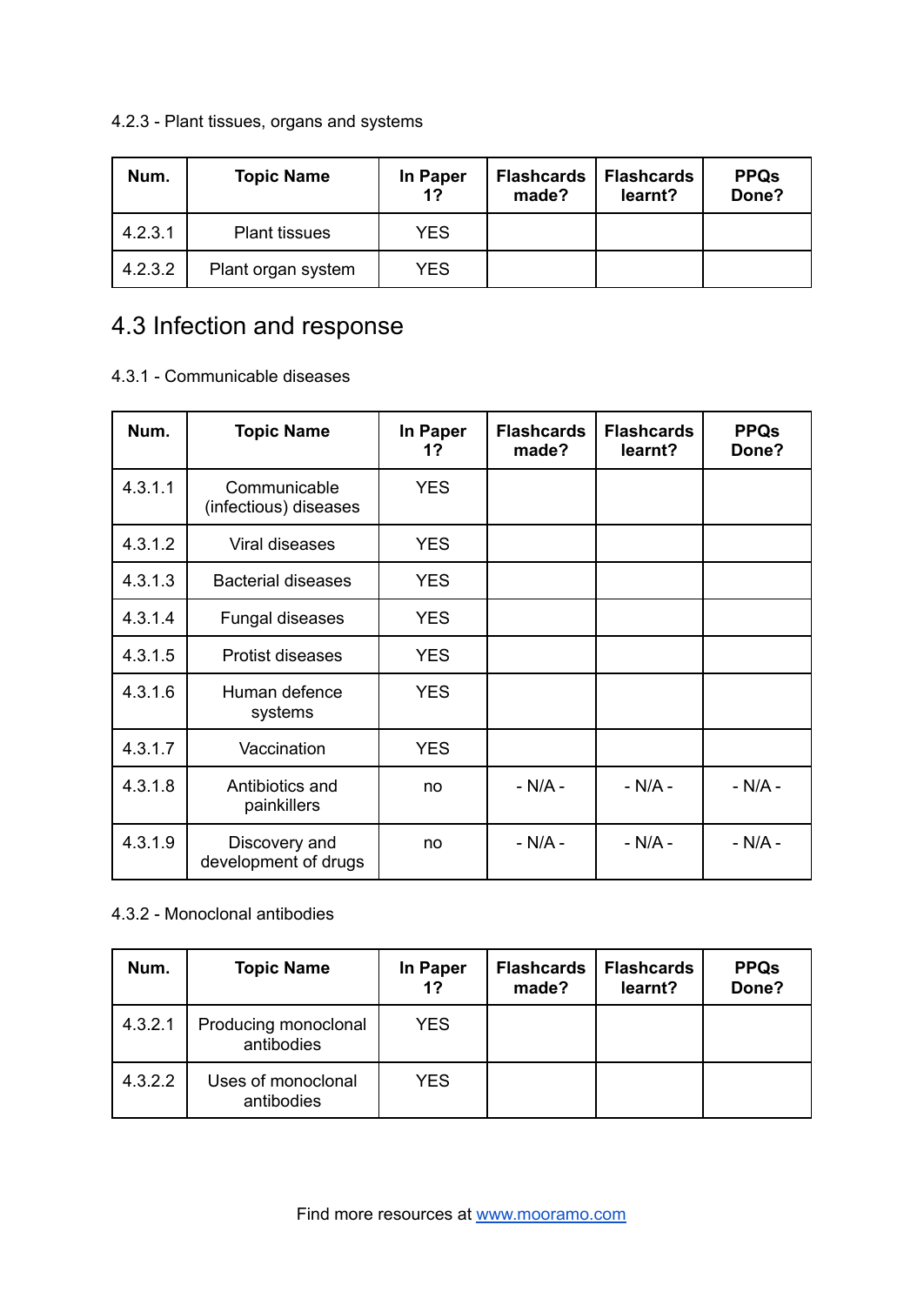4.2.3 - Plant tissues, organs and systems

| Num. | Topic Name | In Paper 1? | Flashcards made? | Flashcards learnt? | PPQs Done? |
|---|---|---|---|---|---|
| 4.2.3.1 | Plant tissues | YES | | | |
| 4.2.3.2 | Plant organ system | YES | | | |

## 4.3 Infection and response

4.3.1 - Communicable diseases

| Num. | Topic Name | In Paper 1? | Flashcards made? | Flashcards learnt? | PPQs Done? |
|---|---|---|---|---|---|
| 4.3.1.1 | Communicable (infectious) diseases | YES | | | |
| 4.3.1.2 | Viral diseases | YES | | | |
| 4.3.1.3 | Bacterial diseases | YES | | | |
| 4.3.1.4 | Fungal diseases | YES | | | |
| 4.3.1.5 | Protist diseases | YES | | | |
| 4.3.1.6 | Human defence systems | YES | | | |
| 4.3.1.7 | Vaccination | YES | | | |
| 4.3.1.8 | Antibiotics and painkillers | no | - N/A - | - N/A - | - N/A - |
| 4.3.1.9 | Discovery and development of drugs | no | - N/A - | - N/A - | - N/A - |

4.3.2 - Monoclonal antibodies

| Num. | Topic Name | In Paper 1? | Flashcards made? | Flashcards learnt? | PPQs Done? |
|---|---|---|---|---|---|
| 4.3.2.1 | Producing monoclonal antibodies | YES | | | |
| 4.3.2.2 | Uses of monoclonal antibodies | YES | | | |

Find more resources at www.mooramo.com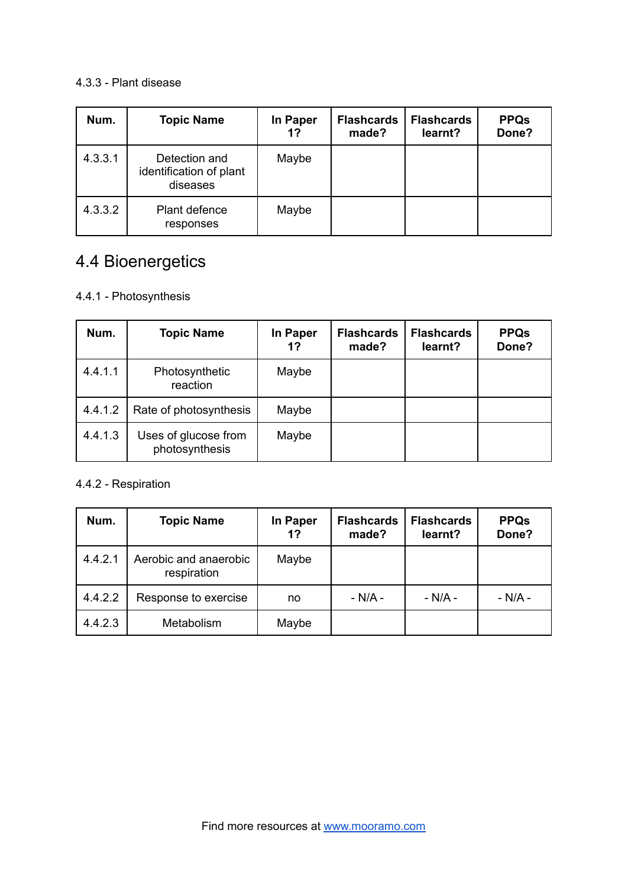4.3.3 - Plant disease

| Num. | Topic Name | In Paper 1? | Flashcards made? | Flashcards learnt? | PPQs Done? |
|---|---|---|---|---|---|
| 4.3.3.1 | Detection and identification of plant diseases | Maybe | | | |
| 4.3.3.2 | Plant defence responses | Maybe | | | |

# 4.4 Bioenergetics

4.4.1 - Photosynthesis

| Num. | Topic Name | In Paper 1? | Flashcards made? | Flashcards learnt? | PPQs Done? |
|---|---|---|---|---|---|
| 4.4.1.1 | Photosynthetic reaction | Maybe | | | |
| 4.4.1.2 | Rate of photosynthesis | Maybe | | | |
| 4.4.1.3 | Uses of glucose from photosynthesis | Maybe | | | |

4.4.2 - Respiration

| Num. | Topic Name | In Paper 1? | Flashcards made? | Flashcards learnt? | PPQs Done? |
|---|---|---|---|---|---|
| 4.4.2.1 | Aerobic and anaerobic respiration | Maybe | | | |
| 4.4.2.2 | Response to exercise | no | - N/A - | - N/A - | - N/A - |
| 4.4.2.3 | Metabolism | Maybe | | | |

Find more resources at www.mooramo.com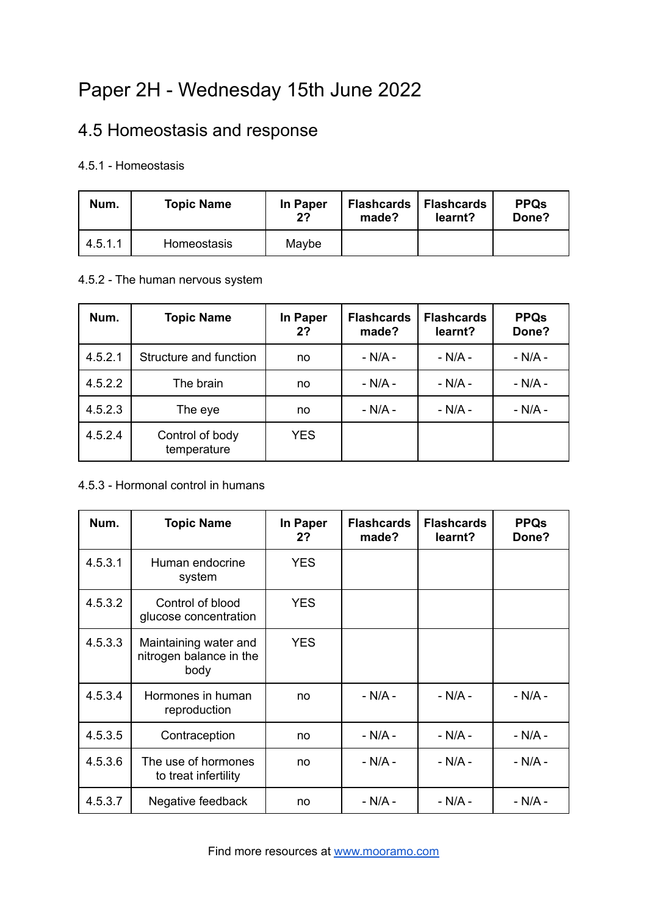# Paper 2H - Wednesday 15th June 2022

## 4.5 Homeostasis and response

4.5.1 - Homeostasis

| Num. | Topic Name | In Paper 2? | Flashcards made? | Flashcards learnt? | PPQs Done? |
|---|---|---|---|---|---|
| 4.5.1.1 | Homeostasis | Maybe | | | |

4.5.2 - The human nervous system

| Num. | Topic Name | In Paper 2? | Flashcards made? | Flashcards learnt? | PPQs Done? |
|---|---|---|---|---|---|
| 4.5.2.1 | Structure and function | no | - N/A - | - N/A - | - N/A - |
| 4.5.2.2 | The brain | no | - N/A - | - N/A - | - N/A - |
| 4.5.2.3 | The eye | no | - N/A - | - N/A - | - N/A - |
| 4.5.2.4 | Control of body temperature | YES | | | |

4.5.3 - Hormonal control in humans

| Num. | Topic Name | In Paper 2? | Flashcards made? | Flashcards learnt? | PPQs Done? |
|---|---|---|---|---|---|
| 4.5.3.1 | Human endocrine system | YES | | | |
| 4.5.3.2 | Control of blood glucose concentration | YES | | | |
| 4.5.3.3 | Maintaining water and nitrogen balance in the body | YES | | | |
| 4.5.3.4 | Hormones in human reproduction | no | - N/A - | - N/A - | - N/A - |
| 4.5.3.5 | Contraception | no | - N/A - | - N/A - | - N/A - |
| 4.5.3.6 | The use of hormones to treat infertility | no | - N/A - | - N/A - | - N/A - |
| 4.5.3.7 | Negative feedback | no | - N/A - | - N/A - | - N/A - |

Find more resources at www.mooramo.com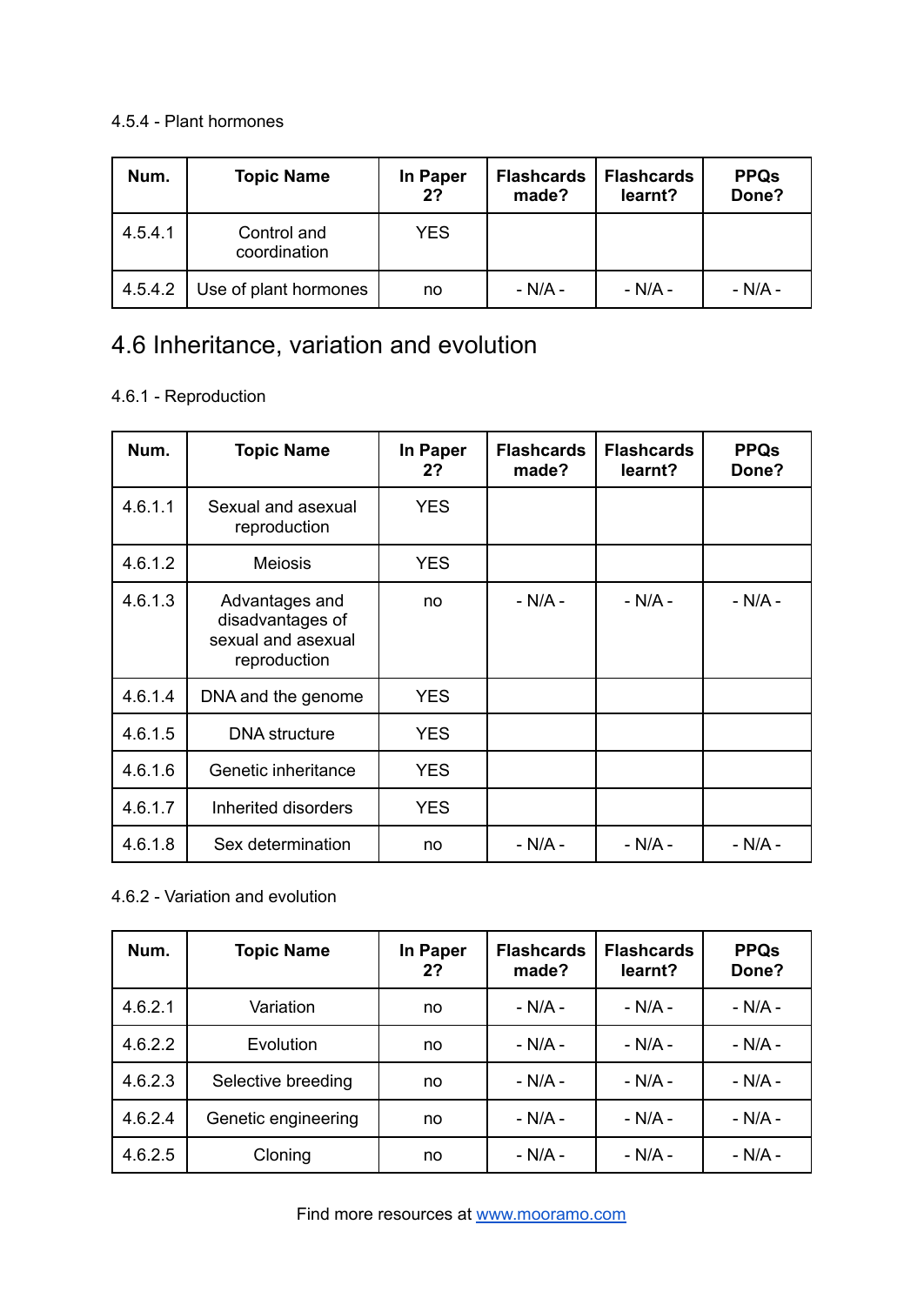4.5.4 - Plant hormones

| Num. | Topic Name | In Paper 2? | Flashcards made? | Flashcards learnt? | PPQs Done? |
|---|---|---|---|---|---|
| 4.5.4.1 | Control and coordination | YES | | | |
| 4.5.4.2 | Use of plant hormones | no | - N/A - | - N/A - | - N/A - |

## 4.6 Inheritance, variation and evolution

4.6.1 - Reproduction

| Num. | Topic Name | In Paper 2? | Flashcards made? | Flashcards learnt? | PPQs Done? |
|---|---|---|---|---|---|
| 4.6.1.1 | Sexual and asexual reproduction | YES | | | |
| 4.6.1.2 | Meiosis | YES | | | |
| 4.6.1.3 | Advantages and disadvantages of sexual and asexual reproduction | no | - N/A - | - N/A - | - N/A - |
| 4.6.1.4 | DNA and the genome | YES | | | |
| 4.6.1.5 | DNA structure | YES | | | |
| 4.6.1.6 | Genetic inheritance | YES | | | |
| 4.6.1.7 | Inherited disorders | YES | | | |
| 4.6.1.8 | Sex determination | no | - N/A - | - N/A - | - N/A - |

4.6.2 - Variation and evolution

| Num. | Topic Name | In Paper 2? | Flashcards made? | Flashcards learnt? | PPQs Done? |
|---|---|---|---|---|---|
| 4.6.2.1 | Variation | no | - N/A - | - N/A - | - N/A - |
| 4.6.2.2 | Evolution | no | - N/A - | - N/A - | - N/A - |
| 4.6.2.3 | Selective breeding | no | - N/A - | - N/A - | - N/A - |
| 4.6.2.4 | Genetic engineering | no | - N/A - | - N/A - | - N/A - |
| 4.6.2.5 | Cloning | no | - N/A - | - N/A - | - N/A - |

Find more resources at www.mooramo.com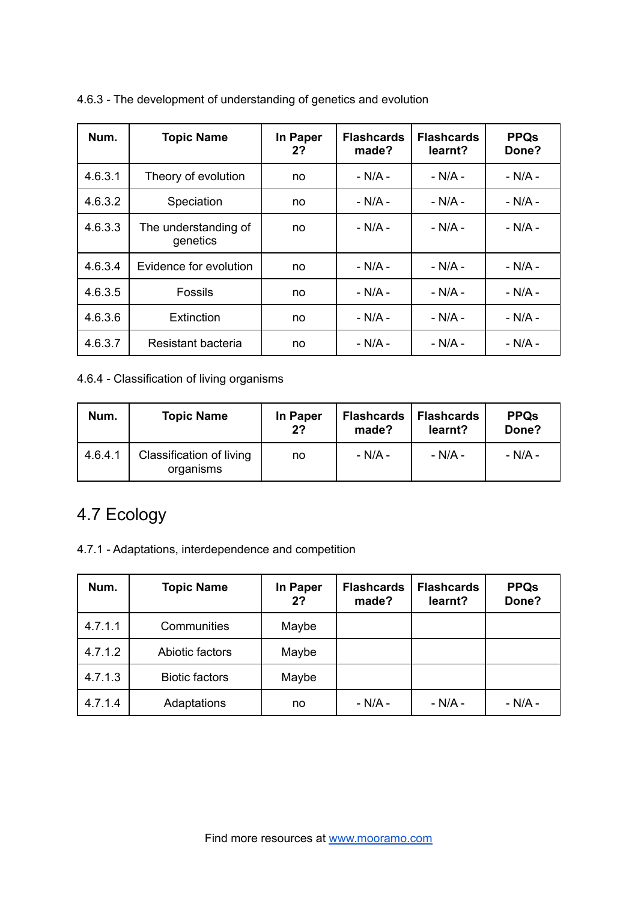4.6.3 - The development of understanding of genetics and evolution

| Num. | Topic Name | In Paper 2? | Flashcards made? | Flashcards learnt? | PPQs Done? |
|---|---|---|---|---|---|
| 4.6.3.1 | Theory of evolution | no | - N/A - | - N/A - | - N/A - |
| 4.6.3.2 | Speciation | no | - N/A - | - N/A - | - N/A - |
| 4.6.3.3 | The understanding of genetics | no | - N/A - | - N/A - | - N/A - |
| 4.6.3.4 | Evidence for evolution | no | - N/A - | - N/A - | - N/A - |
| 4.6.3.5 | Fossils | no | - N/A - | - N/A - | - N/A - |
| 4.6.3.6 | Extinction | no | - N/A - | - N/A - | - N/A - |
| 4.6.3.7 | Resistant bacteria | no | - N/A - | - N/A - | - N/A - |

4.6.4 - Classification of living organisms

| Num. | Topic Name | In Paper 2? | Flashcards made? | Flashcards learnt? | PPQs Done? |
|---|---|---|---|---|---|
| 4.6.4.1 | Classification of living organisms | no | - N/A - | - N/A - | - N/A - |

# 4.7 Ecology

4.7.1 - Adaptations, interdependence and competition

| Num. | Topic Name | In Paper 2? | Flashcards made? | Flashcards learnt? | PPQs Done? |
|---|---|---|---|---|---|
| 4.7.1.1 | Communities | Maybe | | | |
| 4.7.1.2 | Abiotic factors | Maybe | | | |
| 4.7.1.3 | Biotic factors | Maybe | | | |
| 4.7.1.4 | Adaptations | no | - N/A - | - N/A - | - N/A - |

Find more resources at [www.mooramo.com](http://www.mooramo.com)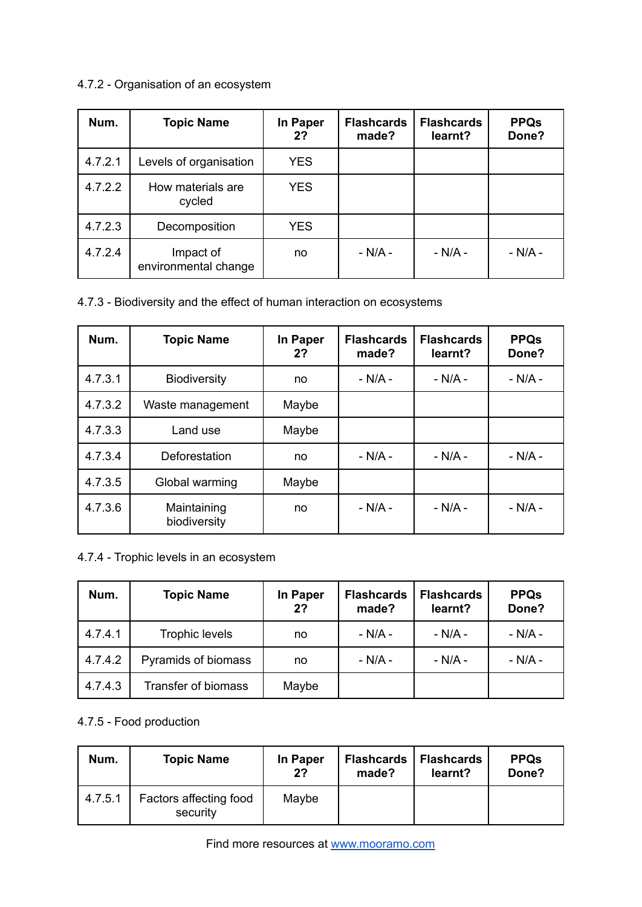4.7.2 - Organisation of an ecosystem

| Num. | Topic Name | In Paper 2? | Flashcards made? | Flashcards learnt? | PPQs Done? |
|---|---|---|---|---|---|
| 4.7.2.1 | Levels of organisation | YES | | | |
| 4.7.2.2 | How materials are cycled | YES | | | |
| 4.7.2.3 | Decomposition | YES | | | |
| 4.7.2.4 | Impact of environmental change | no | - N/A - | - N/A - | - N/A - |

4.7.3 - Biodiversity and the effect of human interaction on ecosystems

| Num. | Topic Name | In Paper 2? | Flashcards made? | Flashcards learnt? | PPQs Done? |
|---|---|---|---|---|---|
| 4.7.3.1 | Biodiversity | no | - N/A - | - N/A - | - N/A - |
| 4.7.3.2 | Waste management | Maybe | | | |
| 4.7.3.3 | Land use | Maybe | | | |
| 4.7.3.4 | Deforestation | no | - N/A - | - N/A - | - N/A - |
| 4.7.3.5 | Global warming | Maybe | | | |
| 4.7.3.6 | Maintaining biodiversity | no | - N/A - | - N/A - | - N/A - |

4.7.4 - Trophic levels in an ecosystem

| Num. | Topic Name | In Paper 2? | Flashcards made? | Flashcards learnt? | PPQs Done? |
|---|---|---|---|---|---|
| 4.7.4.1 | Trophic levels | no | - N/A - | - N/A - | - N/A - |
| 4.7.4.2 | Pyramids of biomass | no | - N/A - | - N/A - | - N/A - |
| 4.7.4.3 | Transfer of biomass | Maybe | | | |

4.7.5 - Food production

| Num. | Topic Name | In Paper 2? | Flashcards made? | Flashcards learnt? | PPQs Done? |
|---|---|---|---|---|---|
| 4.7.5.1 | Factors affecting food security | Maybe | | | |

Find more resources at [www.mooramo.com](http://www.mooramo.com)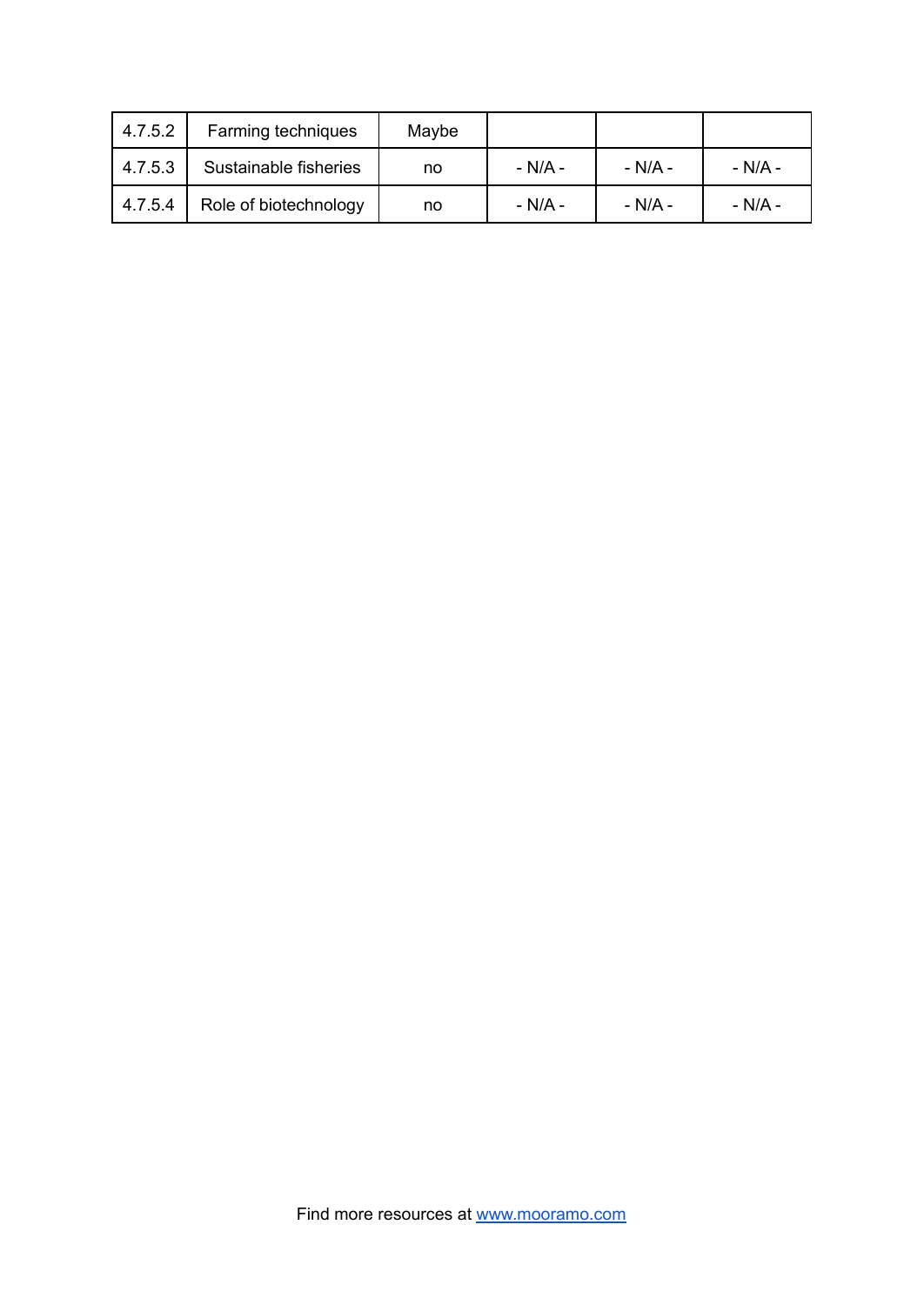| | | | | | |
|---|---|---|---|---|---|
| 4.7.5.2 | Farming techniques | Maybe | | | |
| 4.7.5.3 | Sustainable fisheries | no | - N/A - | - N/A - | - N/A - |
| 4.7.5.4 | Role of biotechnology | no | - N/A - | - N/A - | - N/A - |

Find more resources at www.mooramo.com